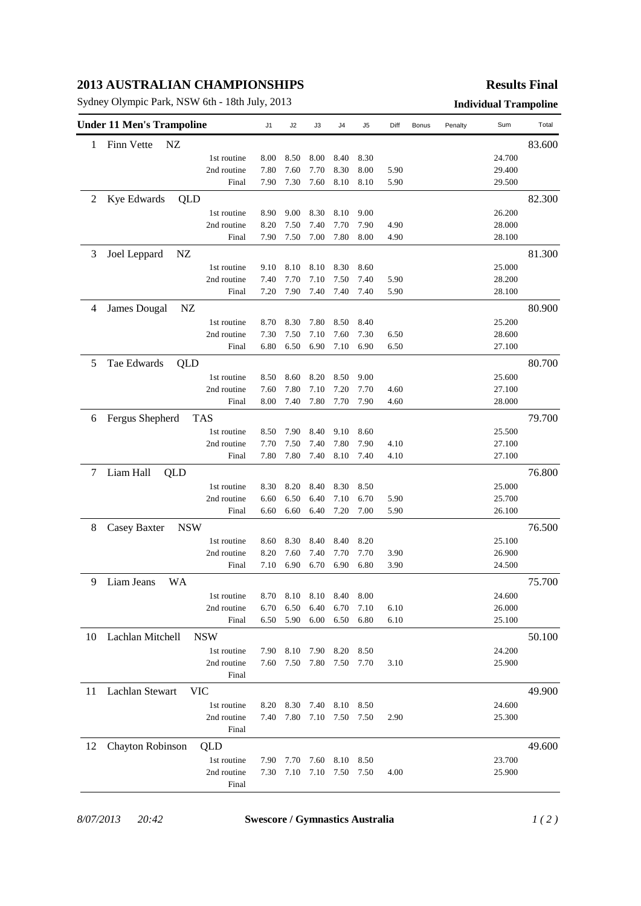# 2013 AUSTRALIAN CHAMPIONSHIPS

**Results Final**

Sydney Olympic Park, NSW 6th - 18th July, 2013

**Individual Trampoline**

| Under 11 Men's Trampoline | | J1 | J2 | J3 | J4 | J5 | Diff | Bonus | Penalty | Sum | Total |
|---|---|---|---|---|---|---|---|---|---|---|---|
| 1 | Finn Vette NZ | | | | | | | | | | 83.600 |
| | 1st routine | 8.00 | 8.50 | 8.00 | 8.40 | 8.30 | | | | 24.700 | |
| | 2nd routine | 7.80 | 7.60 | 7.70 | 8.30 | 8.00 | 5.90 | | | 29.400 | |
| | Final | 7.90 | 7.30 | 7.60 | 8.10 | 8.10 | 5.90 | | | 29.500 | |
| 2 | Kye Edwards QLD | | | | | | | | | | 82.300 |
| | 1st routine | 8.90 | 9.00 | 8.30 | 8.10 | 9.00 | | | | 26.200 | |
| | 2nd routine | 8.20 | 7.50 | 7.40 | 7.70 | 7.90 | 4.90 | | | 28.000 | |
| | Final | 7.90 | 7.50 | 7.00 | 7.80 | 8.00 | 4.90 | | | 28.100 | |
| 3 | Joel Leppard NZ | | | | | | | | | | 81.300 |
| | 1st routine | 9.10 | 8.10 | 8.10 | 8.30 | 8.60 | | | | 25.000 | |
| | 2nd routine | 7.40 | 7.70 | 7.10 | 7.50 | 7.40 | 5.90 | | | 28.200 | |
| | Final | 7.20 | 7.90 | 7.40 | 7.40 | 7.40 | 5.90 | | | 28.100 | |
| 4 | James Dougal NZ | | | | | | | | | | 80.900 |
| | 1st routine | 8.70 | 8.30 | 7.80 | 8.50 | 8.40 | | | | 25.200 | |
| | 2nd routine | 7.30 | 7.50 | 7.10 | 7.60 | 7.30 | 6.50 | | | 28.600 | |
| | Final | 6.80 | 6.50 | 6.90 | 7.10 | 6.90 | 6.50 | | | 27.100 | |
| 5 | Tae Edwards QLD | | | | | | | | | | 80.700 |
| | 1st routine | 8.50 | 8.60 | 8.20 | 8.50 | 9.00 | | | | 25.600 | |
| | 2nd routine | 7.60 | 7.80 | 7.10 | 7.20 | 7.70 | 4.60 | | | 27.100 | |
| | Final | 8.00 | 7.40 | 7.80 | 7.70 | 7.90 | 4.60 | | | 28.000 | |
| 6 | Fergus Shepherd TAS | | | | | | | | | | 79.700 |
| | 1st routine | 8.50 | 7.90 | 8.40 | 9.10 | 8.60 | | | | 25.500 | |
| | 2nd routine | 7.70 | 7.50 | 7.40 | 7.80 | 7.90 | 4.10 | | | 27.100 | |
| | Final | 7.80 | 7.80 | 7.40 | 8.10 | 7.40 | 4.10 | | | 27.100 | |
| 7 | Liam Hall QLD | | | | | | | | | | 76.800 |
| | 1st routine | 8.30 | 8.20 | 8.40 | 8.30 | 8.50 | | | | 25.000 | |
| | 2nd routine | 6.60 | 6.50 | 6.40 | 7.10 | 6.70 | 5.90 | | | 25.700 | |
| | Final | 6.60 | 6.60 | 6.40 | 7.20 | 7.00 | 5.90 | | | 26.100 | |
| 8 | Casey Baxter NSW | | | | | | | | | | 76.500 |
| | 1st routine | 8.60 | 8.30 | 8.40 | 8.40 | 8.20 | | | | 25.100 | |
| | 2nd routine | 8.20 | 7.60 | 7.40 | 7.70 | 7.70 | 3.90 | | | 26.900 | |
| | Final | 7.10 | 6.90 | 6.70 | 6.90 | 6.80 | 3.90 | | | 24.500 | |
| 9 | Liam Jeans WA | | | | | | | | | | 75.700 |
| | 1st routine | 8.70 | 8.10 | 8.10 | 8.40 | 8.00 | | | | 24.600 | |
| | 2nd routine | 6.70 | 6.50 | 6.40 | 6.70 | 7.10 | 6.10 | | | 26.000 | |
| | Final | 6.50 | 5.90 | 6.00 | 6.50 | 6.80 | 6.10 | | | 25.100 | |
| 10 | Lachlan Mitchell NSW | | | | | | | | | | 50.100 |
| | 1st routine | 7.90 | 8.10 | 7.90 | 8.20 | 8.50 | | | | 24.200 | |
| | 2nd routine | 7.60 | 7.50 | 7.80 | 7.50 | 7.70 | 3.10 | | | 25.900 | |
| | Final | | | | | | | | | | |
| 11 | Lachlan Stewart VIC | | | | | | | | | | 49.900 |
| | 1st routine | 8.20 | 8.30 | 7.40 | 8.10 | 8.50 | | | | 24.600 | |
| | 2nd routine | 7.40 | 7.80 | 7.10 | 7.50 | 7.50 | 2.90 | | | 25.300 | |
| | Final | | | | | | | | | | |
| 12 | Chayton Robinson QLD | | | | | | | | | | 49.600 |
| | 1st routine | 7.90 | 7.70 | 7.60 | 8.10 | 8.50 | | | | 23.700 | |
| | 2nd routine | 7.30 | 7.10 | 7.10 | 7.50 | 7.50 | 4.00 | | | 25.900 | |
| | Final | | | | | | | | | | |

*8/07/2013 20:42* **Swescore / Gymnastics Australia**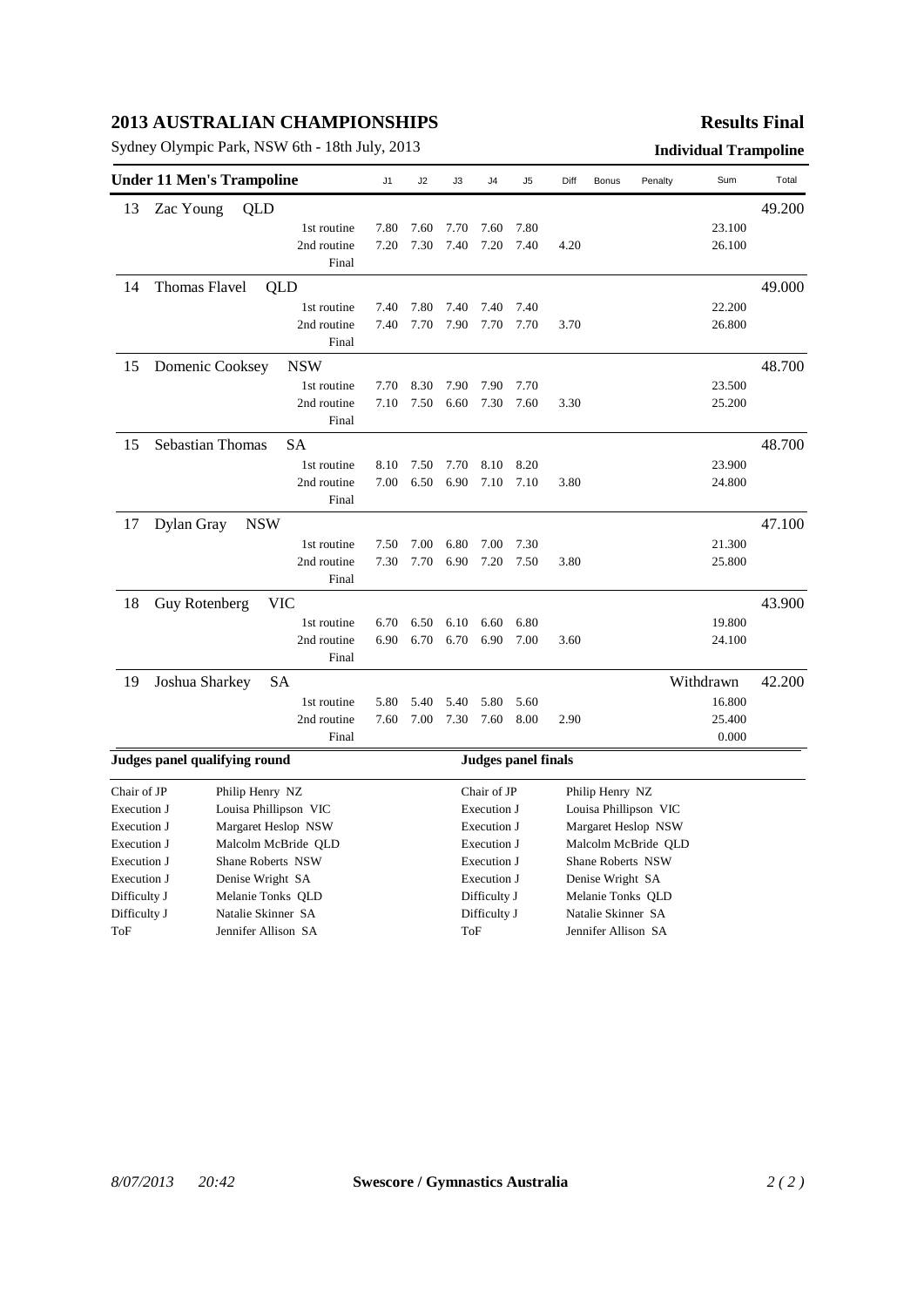# 2013 AUSTRALIAN CHAMPIONSHIPS

**Results Final**

Sydney Olympic Park, NSW 6th - 18th July, 2013

**Individual Trampoline**

| **Under 11 Men's Trampoline** | | J1 | J2 | J3 | J4 | J5 | Diff | Bonus | Penalty | Sum | Total |
|---|---|---|---|---|---|---|---|---|---|---|---|
| 13 | Zac Young QLD | | | | | | | | | | 49.200 |
| | 1st routine | 7.80 | 7.60 | 7.70 | 7.60 | 7.80 | | | | 23.100 | |
| | 2nd routine | 7.20 | 7.30 | 7.40 | 7.20 | 7.40 | 4.20 | | | 26.100 | |
| | Final | | | | | | | | | | |
| 14 | Thomas Flavel QLD | | | | | | | | | | 49.000 |
| | 1st routine | 7.40 | 7.80 | 7.40 | 7.40 | 7.40 | | | | 22.200 | |
| | 2nd routine | 7.40 | 7.70 | 7.90 | 7.70 | 7.70 | 3.70 | | | 26.800 | |
| | Final | | | | | | | | | | |
| 15 | Domenic Cooksey NSW | | | | | | | | | | 48.700 |
| | 1st routine | 7.70 | 8.30 | 7.90 | 7.90 | 7.70 | | | | 23.500 | |
| | 2nd routine | 7.10 | 7.50 | 6.60 | 7.30 | 7.60 | 3.30 | | | 25.200 | |
| | Final | | | | | | | | | | |
| 15 | Sebastian Thomas SA | | | | | | | | | | 48.700 |
| | 1st routine | 8.10 | 7.50 | 7.70 | 8.10 | 8.20 | | | | 23.900 | |
| | 2nd routine | 7.00 | 6.50 | 6.90 | 7.10 | 7.10 | 3.80 | | | 24.800 | |
| | Final | | | | | | | | | | |
| 17 | Dylan Gray NSW | | | | | | | | | | 47.100 |
| | 1st routine | 7.50 | 7.00 | 6.80 | 7.00 | 7.30 | | | | 21.300 | |
| | 2nd routine | 7.30 | 7.70 | 6.90 | 7.20 | 7.50 | 3.80 | | | 25.800 | |
| | Final | | | | | | | | | | |
| 18 | Guy Rotenberg VIC | | | | | | | | | | 43.900 |
| | 1st routine | 6.70 | 6.50 | 6.10 | 6.60 | 6.80 | | | | 19.800 | |
| | 2nd routine | 6.90 | 6.70 | 6.70 | 6.90 | 7.00 | 3.60 | | | 24.100 | |
| | Final | | | | | | | | | | |
| 19 | Joshua Sharkey SA | | | | | | | | | Withdrawn | 42.200 |
| | 1st routine | 5.80 | 5.40 | 5.40 | 5.80 | 5.60 | | | | 16.800 | |
| | 2nd routine | 7.60 | 7.00 | 7.30 | 7.60 | 8.00 | 2.90 | | | 25.400 | |
| | Final | | | | | | | | | 0.000 | |

| **Judges panel qualifying round** | | **Judges panel finals** | |
|---|---|---|---|
| Chair of JP | Philip Henry NZ | Chair of JP | Philip Henry NZ |
| Execution J | Louisa Phillipson VIC | Execution J | Louisa Phillipson VIC |
| Execution J | Margaret Heslop NSW | Execution J | Margaret Heslop NSW |
| Execution J | Malcolm McBride QLD | Execution J | Malcolm McBride QLD |
| Execution J | Shane Roberts NSW | Execution J | Shane Roberts NSW |
| Execution J | Denise Wright SA | Execution J | Denise Wright SA |
| Difficulty J | Melanie Tonks QLD | Difficulty J | Melanie Tonks QLD |
| Difficulty J | Natalie Skinner SA | Difficulty J | Natalie Skinner SA |
| ToF | Jennifer Allison SA | ToF | Jennifer Allison SA |

*8/07/2013 20:42* **Swescore / Gymnastics Australia**